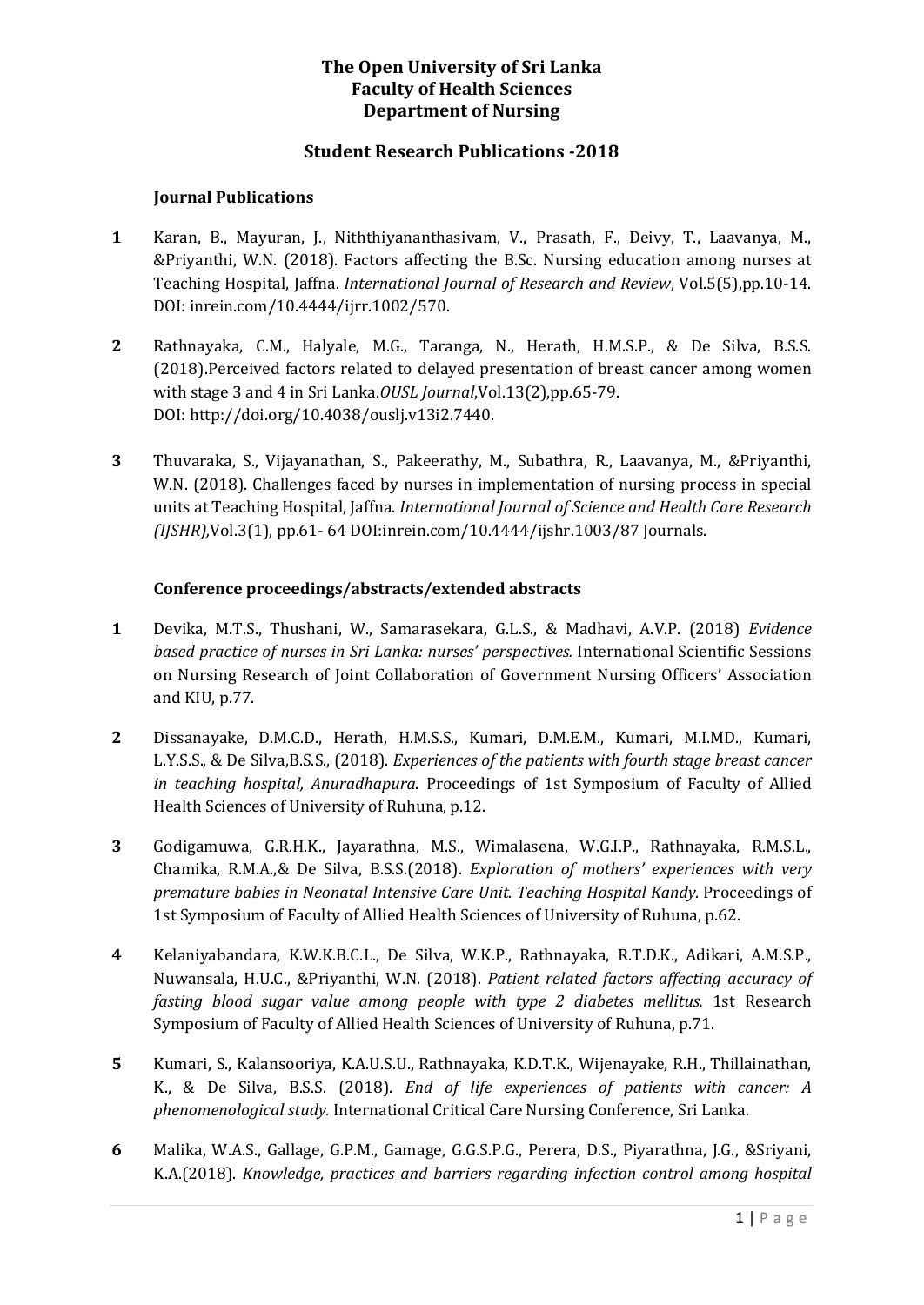**The Open University of Sri Lanka**
**Faculty of Health Sciences**
**Department of Nursing**

## Student Research Publications -2018

### Journal Publications

1 Karan, B., Mayuran, J., Niththiyananthasivam, V., Prasath, F., Deivy, T., Laavanya, M., &Priyanthi, W.N. (2018). Factors affecting the B.Sc. Nursing education among nurses at Teaching Hospital, Jaffna. *International Journal of Research and Review*, Vol.5(5),pp.10-14. DOI: inrein.com/10.4444/ijrr.1002/570.

2 Rathnayaka, C.M., Halyale, M.G., Taranga, N., Herath, H.M.S.P., & De Silva, B.S.S. (2018).Perceived factors related to delayed presentation of breast cancer among women with stage 3 and 4 in Sri Lanka.*OUSL Journal*,Vol.13(2),pp.65-79. DOI: http://doi.org/10.4038/ouslj.v13i2.7440.

3 Thuvaraka, S., Vijayanathan, S., Pakeerathy, M., Subathra, R., Laavanya, M., &Priyanthi, W.N. (2018). Challenges faced by nurses in implementation of nursing process in special units at Teaching Hospital, Jaffna. *International Journal of Science and Health Care Research (IJSHR),*Vol.3(1), pp.61- 64 DOI:inrein.com/10.4444/ijshr.1003/87 Journals.

### Conference proceedings/abstracts/extended abstracts

1 Devika, M.T.S., Thushani, W., Samarasekara, G.L.S., & Madhavi, A.V.P. (2018) *Evidence based practice of nurses in Sri Lanka: nurses' perspectives.* International Scientific Sessions on Nursing Research of Joint Collaboration of Government Nursing Officers' Association and KIU, p.77.

2 Dissanayake, D.M.C.D., Herath, H.M.S.S., Kumari, D.M.E.M., Kumari, M.I.MD., Kumari, L.Y.S.S., & De Silva,B.S.S., (2018). *Experiences of the patients with fourth stage breast cancer in teaching hospital, Anuradhapura*. Proceedings of 1st Symposium of Faculty of Allied Health Sciences of University of Ruhuna, p.12.

3 Godigamuwa, G.R.H.K., Jayarathna, M.S., Wimalasena, W.G.I.P., Rathnayaka, R.M.S.L., Chamika, R.M.A.,& De Silva, B.S.S.(2018). *Exploration of mothers' experiences with very premature babies in Neonatal Intensive Care Unit. Teaching Hospital Kandy.* Proceedings of 1st Symposium of Faculty of Allied Health Sciences of University of Ruhuna, p.62.

4 Kelaniyabandara, K.W.K.B.C.L., De Silva, W.K.P., Rathnayaka, R.T.D.K., Adikari, A.M.S.P., Nuwansala, H.U.C., &Priyanthi, W.N. (2018). *Patient related factors affecting accuracy of fasting blood sugar value among people with type 2 diabetes mellitus.* 1st Research Symposium of Faculty of Allied Health Sciences of University of Ruhuna, p.71.

5 Kumari, S., Kalansooriya, K.A.U.S.U., Rathnayaka, K.D.T.K., Wijenayake, R.H., Thillainathan, K., & De Silva, B.S.S. (2018). *End of life experiences of patients with cancer: A phenomenological study.* International Critical Care Nursing Conference, Sri Lanka.

6 Malika, W.A.S., Gallage, G.P.M., Gamage, G.G.S.P.G., Perera, D.S., Piyarathna, J.G., &Sriyani, K.A.(2018). *Knowledge, practices and barriers regarding infection control among hospital*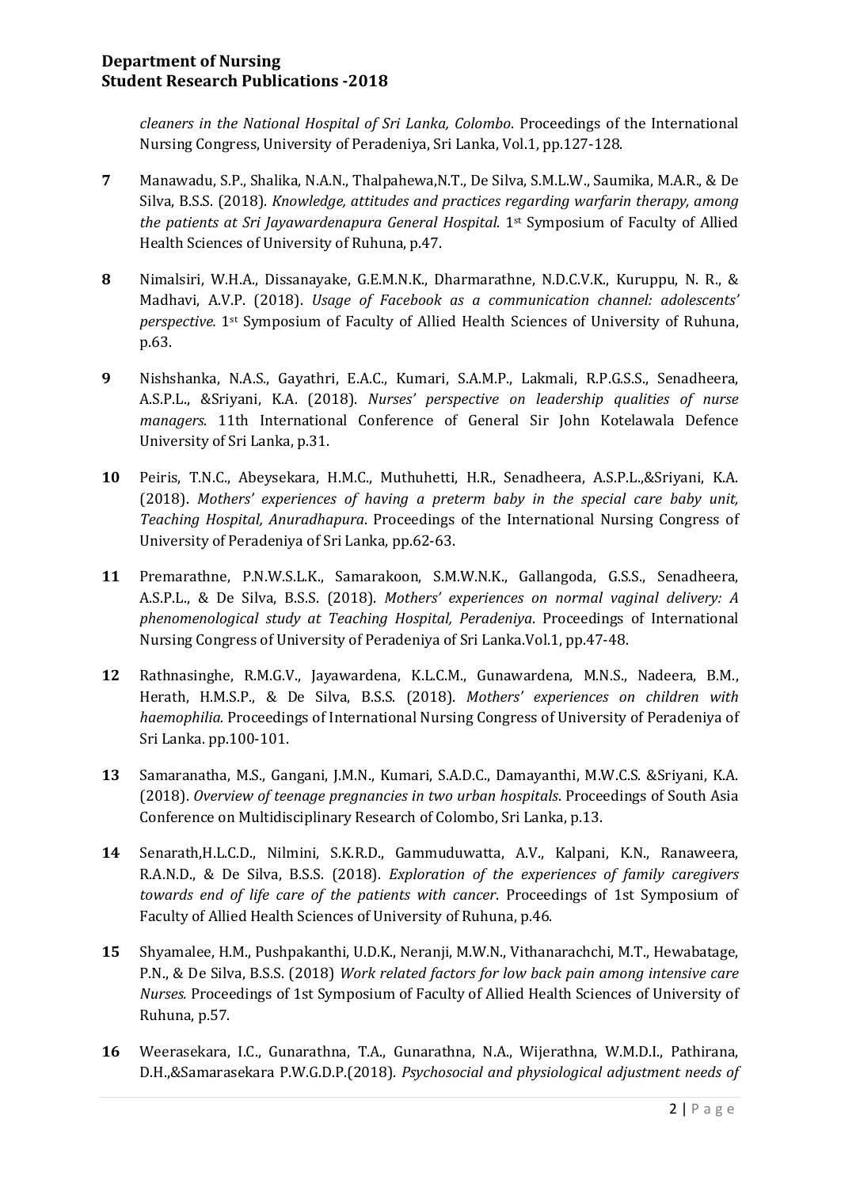*cleaners in the National Hospital of Sri Lanka, Colombo*. Proceedings of the International Nursing Congress, University of Peradeniya, Sri Lanka, Vol.1, pp.127-128.

**7** Manawadu, S.P., Shalika, N.A.N., Thalpahewa,N.T., De Silva, S.M.L.W., Saumika, M.A.R., & De Silva, B.S.S. (2018). *Knowledge, attitudes and practices regarding warfarin therapy, among the patients at Sri Jayawardenapura General Hospital.* 1st Symposium of Faculty of Allied Health Sciences of University of Ruhuna, p.47.

**8** Nimalsiri, W.H.A., Dissanayake, G.E.M.N.K., Dharmarathne, N.D.C.V.K., Kuruppu, N. R., & Madhavi, A.V.P. (2018). *Usage of Facebook as a communication channel: adolescents' perspective.* 1st Symposium of Faculty of Allied Health Sciences of University of Ruhuna, p.63.

**9** Nishshanka, N.A.S., Gayathri, E.A.C., Kumari, S.A.M.P., Lakmali, R.P.G.S.S., Senadheera, A.S.P.L., &Sriyani, K.A. (2018). *Nurses' perspective on leadership qualities of nurse managers.* 11th International Conference of General Sir John Kotelawala Defence University of Sri Lanka, p.31.

**10** Peiris, T.N.C., Abeysekara, H.M.C., Muthuhetti, H.R., Senadheera, A.S.P.L.,&Sriyani, K.A. (2018). *Mothers' experiences of having a preterm baby in the special care baby unit, Teaching Hospital, Anuradhapura*. Proceedings of the International Nursing Congress of University of Peradeniya of Sri Lanka, pp.62-63.

**11** Premarathne, P.N.W.S.L.K., Samarakoon, S.M.W.N.K., Gallangoda, G.S.S., Senadheera, A.S.P.L., & De Silva, B.S.S. (2018). *Mothers' experiences on normal vaginal delivery: A phenomenological study at Teaching Hospital, Peradeniya*. Proceedings of International Nursing Congress of University of Peradeniya of Sri Lanka.Vol.1, pp.47-48.

**12** Rathnasinghe, R.M.G.V., Jayawardena, K.L.C.M., Gunawardena, M.N.S., Nadeera, B.M., Herath, H.M.S.P., & De Silva, B.S.S. (2018). *Mothers' experiences on children with haemophilia.* Proceedings of International Nursing Congress of University of Peradeniya of Sri Lanka. pp.100-101.

**13** Samaranatha, M.S., Gangani, J.M.N., Kumari, S.A.D.C., Damayanthi, M.W.C.S. &Sriyani, K.A. (2018). *Overview of teenage pregnancies in two urban hospitals*. Proceedings of South Asia Conference on Multidisciplinary Research of Colombo, Sri Lanka, p.13.

**14** Senarath,H.L.C.D., Nilmini, S.K.R.D., Gammuduwatta, A.V., Kalpani, K.N., Ranaweera, R.A.N.D., & De Silva, B.S.S. (2018). *Exploration of the experiences of family caregivers towards end of life care of the patients with cancer.* Proceedings of 1st Symposium of Faculty of Allied Health Sciences of University of Ruhuna, p.46.

**15** Shyamalee, H.M., Pushpakanthi, U.D.K., Neranji, M.W.N., Vithanarachchi, M.T., Hewabatage, P.N., & De Silva, B.S.S. (2018) *Work related factors for low back pain among intensive care Nurses.* Proceedings of 1st Symposium of Faculty of Allied Health Sciences of University of Ruhuna, p.57.

**16** Weerasekara, I.C., Gunarathna, T.A., Gunarathna, N.A., Wijerathna, W.M.D.I., Pathirana, D.H.,&Samarasekara P.W.G.D.P.(2018). *Psychosocial and physiological adjustment needs of*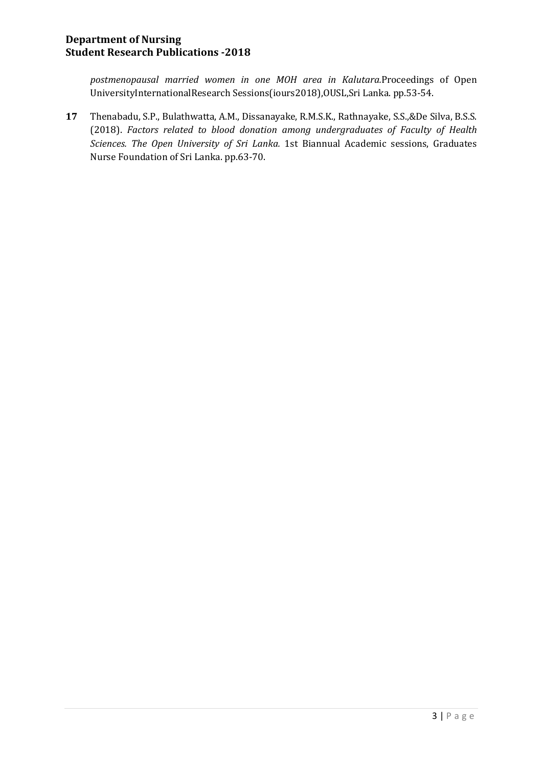*postmenopausal married women in one MOH area in Kalutara.*Proceedings of Open UniversityInternationalResearch Sessions(iours2018),OUSL,Sri Lanka. pp.53-54.

**17** Thenabadu, S.P., Bulathwatta, A.M., Dissanayake, R.M.S.K., Rathnayake, S.S.,&De Silva, B.S.S. (2018). *Factors related to blood donation among undergraduates of Faculty of Health Sciences. The Open University of Sri Lanka.* 1st Biannual Academic sessions, Graduates Nurse Foundation of Sri Lanka. pp.63-70.